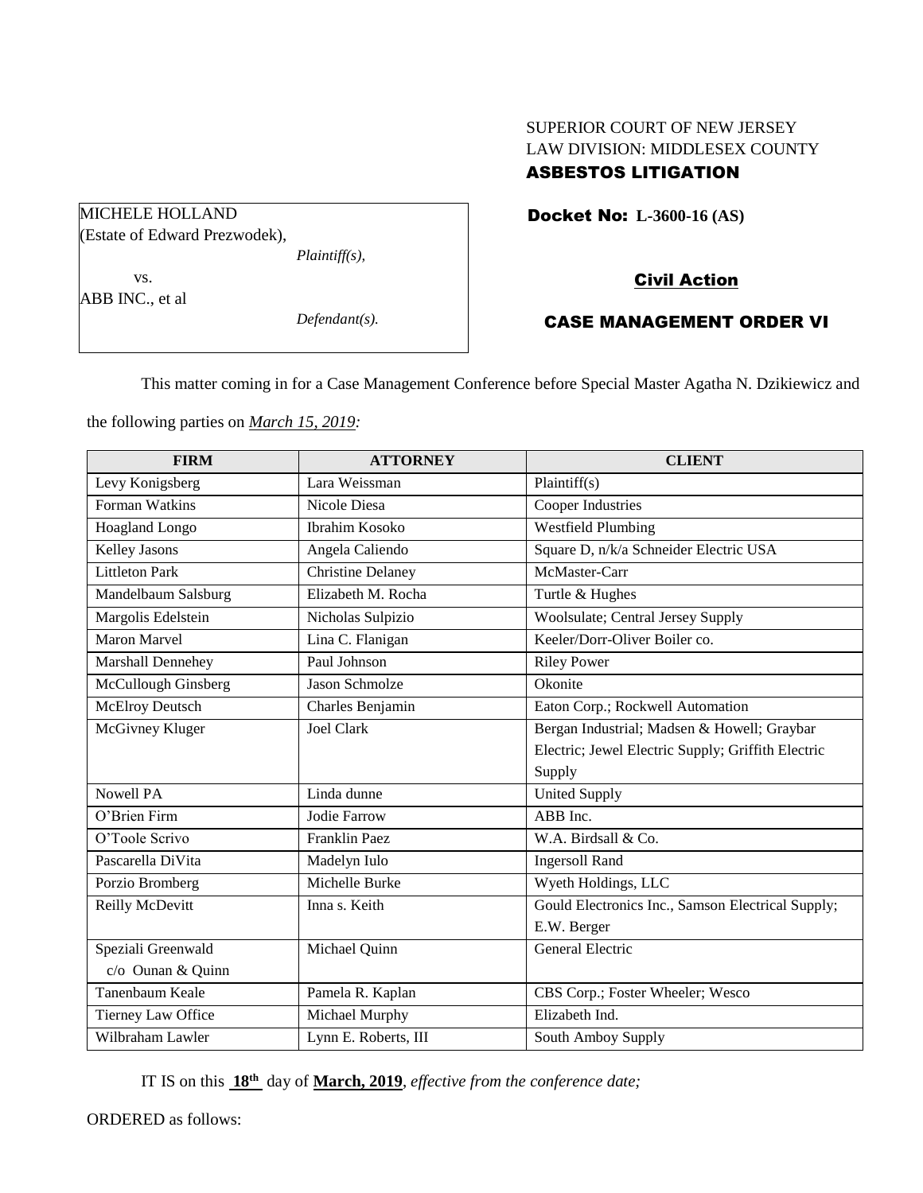SUPERIOR COURT OF NEW JERSEY
LAW DIVISION: MIDDLESEX COUNTY
**ASBESTOS LITIGATION**

MICHELE HOLLAND
(Estate of Edward Prezwodek),
*Plaintiff(s),*

vs.

ABB INC., et al
*Defendant(s).*

**Docket No: L-3600-16 (AS)**

**Civil Action**

**CASE MANAGEMENT ORDER VI**

This matter coming in for a Case Management Conference before Special Master Agatha N. Dzikiewicz and the following parties on *March 15, 2019:*

| FIRM | ATTORNEY | CLIENT |
|---|---|---|
| Levy Konigsberg | Lara Weissman | Plaintiff(s) |
| Forman Watkins | Nicole Diesa | Cooper Industries |
| Hoagland Longo | Ibrahim Kosoko | Westfield Plumbing |
| Kelley Jasons | Angela Caliendo | Square D, n/k/a Schneider Electric USA |
| Littleton Park | Christine Delaney | McMaster-Carr |
| Mandelbaum Salsburg | Elizabeth M. Rocha | Turtle & Hughes |
| Margolis Edelstein | Nicholas Sulpizio | Woolsulate; Central Jersey Supply |
| Maron Marvel | Lina C. Flanigan | Keeler/Dorr-Oliver Boiler co. |
| Marshall Dennehey | Paul Johnson | Riley Power |
| McCullough Ginsberg | Jason Schmolze | Okonite |
| McElroy Deutsch | Charles Benjamin | Eaton Corp.; Rockwell Automation |
| McGivney Kluger | Joel Clark | Bergan Industrial; Madsen & Howell; Graybar Electric; Jewel Electric Supply; Griffith Electric Supply |
| Nowell PA | Linda dunne | United Supply |
| O'Brien Firm | Jodie Farrow | ABB Inc. |
| O'Toole Scrivo | Franklin Paez | W.A. Birdsall & Co. |
| Pascarella DiVita | Madelyn Iulo | Ingersoll Rand |
| Porzio Bromberg | Michelle Burke | Wyeth Holdings, LLC |
| Reilly McDevitt | Inna s. Keith | Gould Electronics Inc., Samson Electrical Supply; E.W. Berger |
| Speziali Greenwald c/o Ounan & Quinn | Michael Quinn | General Electric |
| Tanenbaum Keale | Pamela R. Kaplan | CBS Corp.; Foster Wheeler; Wesco |
| Tierney Law Office | Michael Murphy | Elizabeth Ind. |
| Wilbraham Lawler | Lynn E. Roberts, III | South Amboy Supply |

IT IS on this **18th** day of **March, 2019**, *effective from the conference date;*

ORDERED as follows: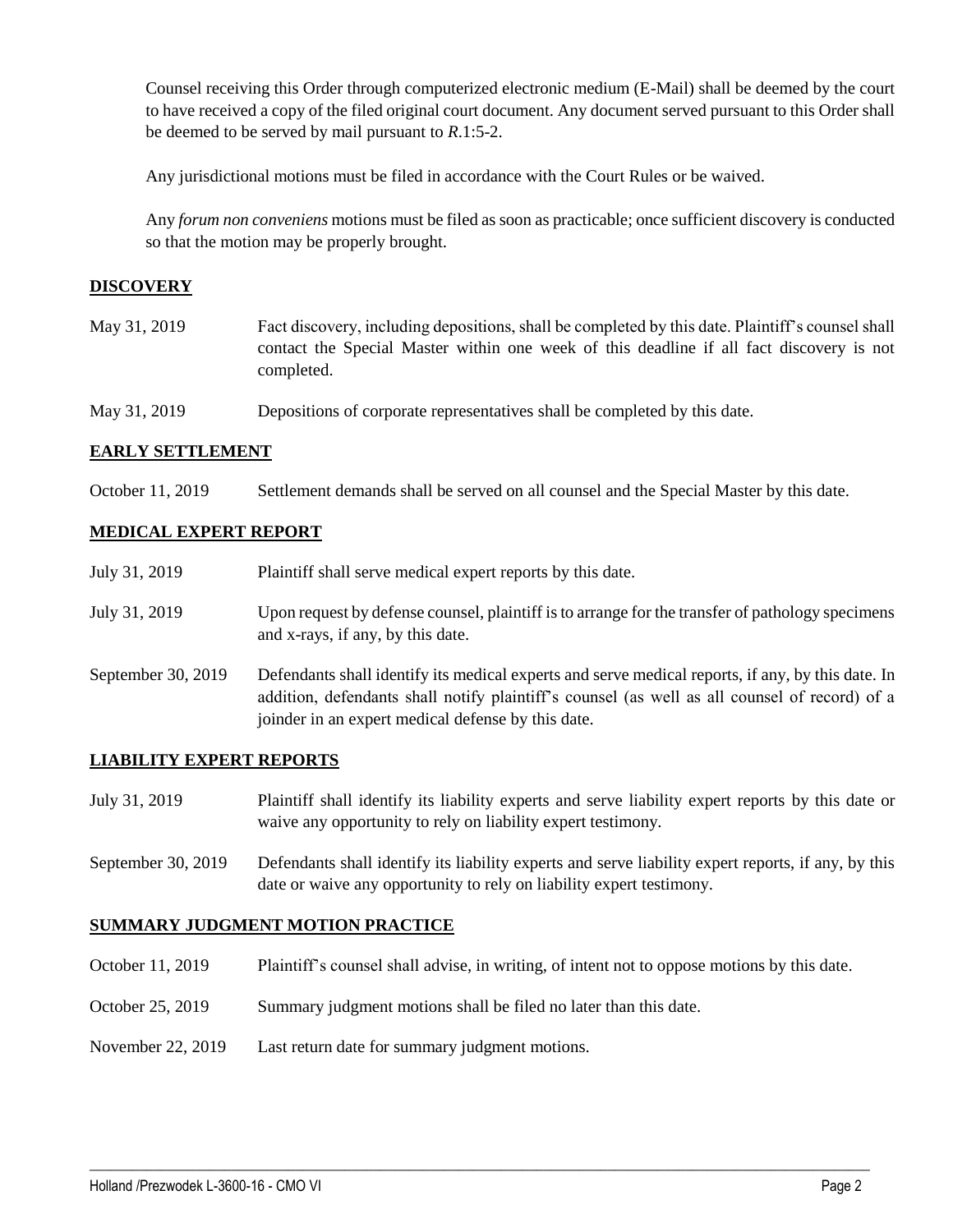Counsel receiving this Order through computerized electronic medium (E-Mail) shall be deemed by the court to have received a copy of the filed original court document. Any document served pursuant to this Order shall be deemed to be served by mail pursuant to *R*.1:5-2.

Any jurisdictional motions must be filed in accordance with the Court Rules or be waived.

Any *forum non conveniens* motions must be filed as soon as practicable; once sufficient discovery is conducted so that the motion may be properly brought.

## DISCOVERY

| | |
|---|---|
| May 31, 2019 | Fact discovery, including depositions, shall be completed by this date. Plaintiff's counsel shall contact the Special Master within one week of this deadline if all fact discovery is not completed. |
| May 31, 2019 | Depositions of corporate representatives shall be completed by this date. |

## EARLY SETTLEMENT

| | |
|---|---|
| October 11, 2019 | Settlement demands shall be served on all counsel and the Special Master by this date. |

## MEDICAL EXPERT REPORT

| | |
|---|---|
| July 31, 2019 | Plaintiff shall serve medical expert reports by this date. |
| July 31, 2019 | Upon request by defense counsel, plaintiff is to arrange for the transfer of pathology specimens and x-rays, if any, by this date. |
| September 30, 2019 | Defendants shall identify its medical experts and serve medical reports, if any, by this date. In addition, defendants shall notify plaintiff's counsel (as well as all counsel of record) of a joinder in an expert medical defense by this date. |

## LIABILITY EXPERT REPORTS

| | |
|---|---|
| July 31, 2019 | Plaintiff shall identify its liability experts and serve liability expert reports by this date or waive any opportunity to rely on liability expert testimony. |
| September 30, 2019 | Defendants shall identify its liability experts and serve liability expert reports, if any, by this date or waive any opportunity to rely on liability expert testimony. |

## SUMMARY JUDGMENT MOTION PRACTICE

| | |
|---|---|
| October 11, 2019 | Plaintiff's counsel shall advise, in writing, of intent not to oppose motions by this date. |
| October 25, 2019 | Summary judgment motions shall be filed no later than this date. |
| November 22, 2019 | Last return date for summary judgment motions. |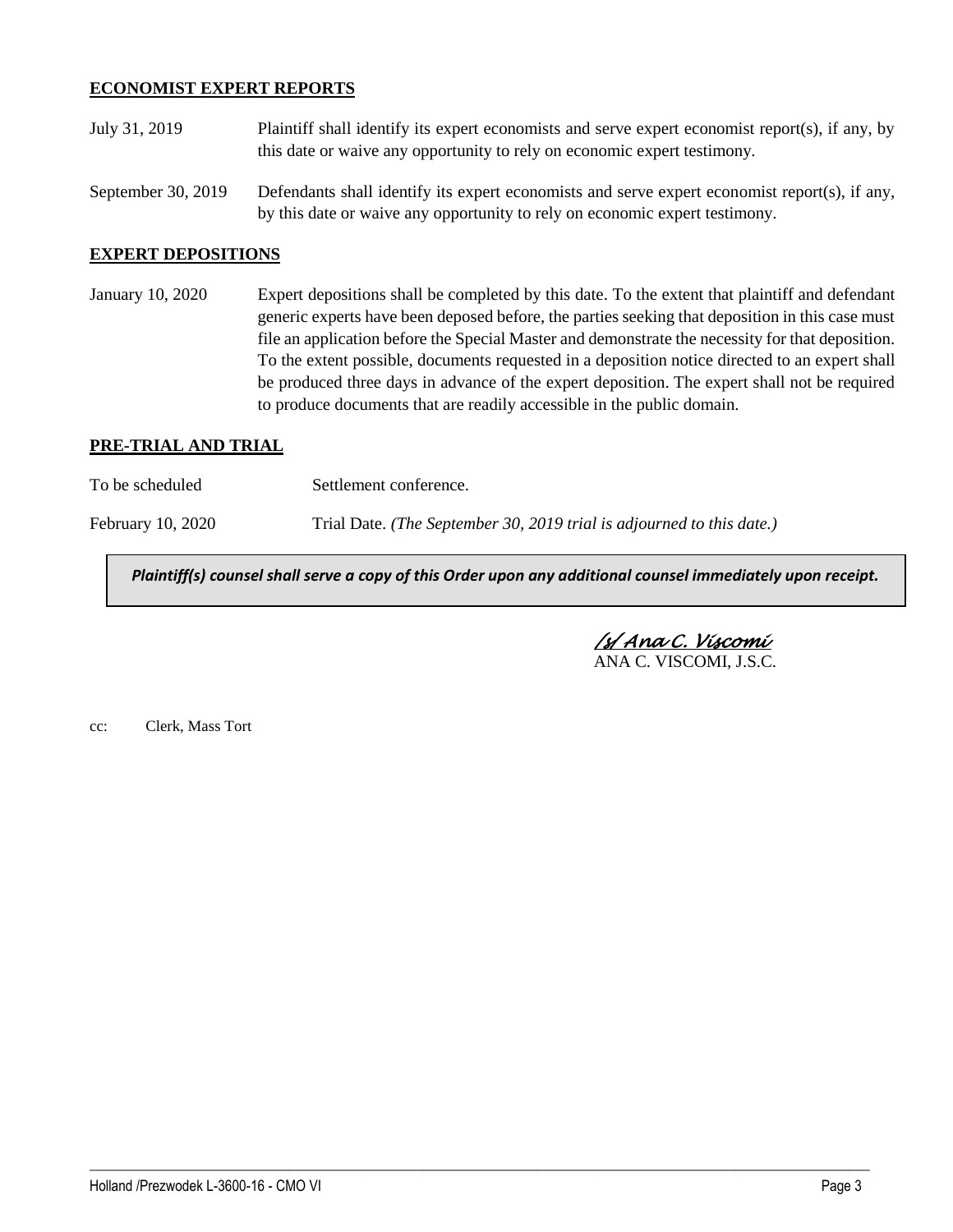## ECONOMIST EXPERT REPORTS

| | |
|---|---|
| July 31, 2019 | Plaintiff shall identify its expert economists and serve expert economist report(s), if any, by this date or waive any opportunity to rely on economic expert testimony. |
| September 30, 2019 | Defendants shall identify its expert economists and serve expert economist report(s), if any, by this date or waive any opportunity to rely on economic expert testimony. |

## EXPERT DEPOSITIONS

| | |
|---|---|
| January 10, 2020 | Expert depositions shall be completed by this date. To the extent that plaintiff and defendant generic experts have been deposed before, the parties seeking that deposition in this case must file an application before the Special Master and demonstrate the necessity for that deposition. To the extent possible, documents requested in a deposition notice directed to an expert shall be produced three days in advance of the expert deposition. The expert shall not be required to produce documents that are readily accessible in the public domain. |

## PRE-TRIAL AND TRIAL

| | |
|---|---|
| To be scheduled | Settlement conference. |
| February 10, 2020 | Trial Date. *(The September 30, 2019 trial is adjourned to this date.)* |

***Plaintiff(s) counsel shall serve a copy of this Order upon any additional counsel immediately upon receipt.***

*/s/ Ana C. Viscomi*
ANA C. VISCOMI, J.S.C.

cc: Clerk, Mass Tort